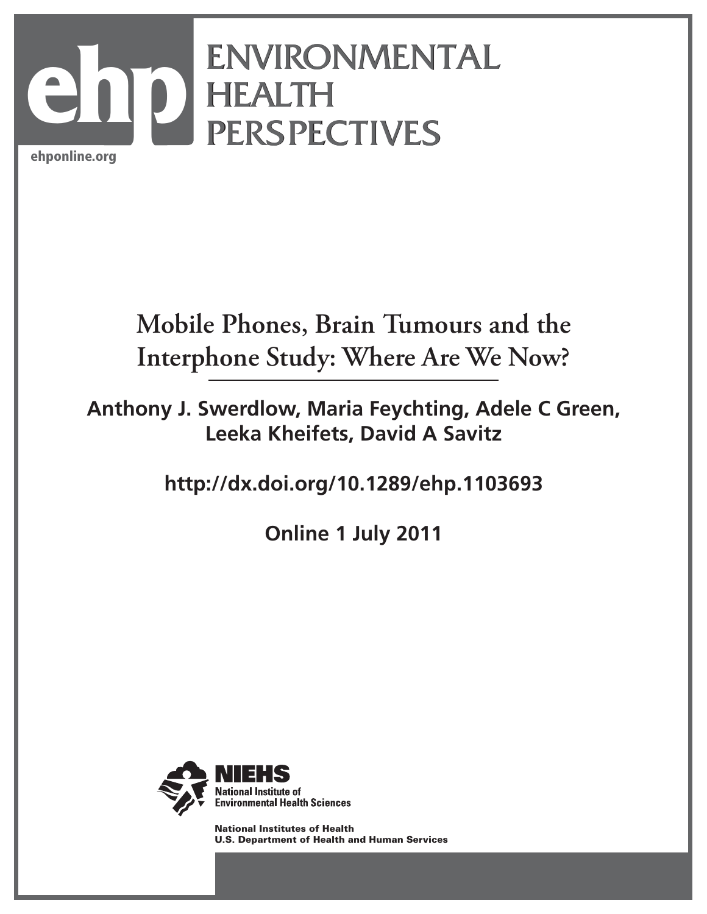ehponline.org

# Mobile Phones, Brain Tumours and the Interphone Study: Where Are We Now?

**Anthony J. Swerdlow, Maria Feychting, Adele C Green, Leeka Kheifets, David A Savitz**

**http://dx.doi.org/10.1289/ehp.1103693**

**Online 1 July 2011**

National Institutes of Health
U.S. Department of Health and Human Services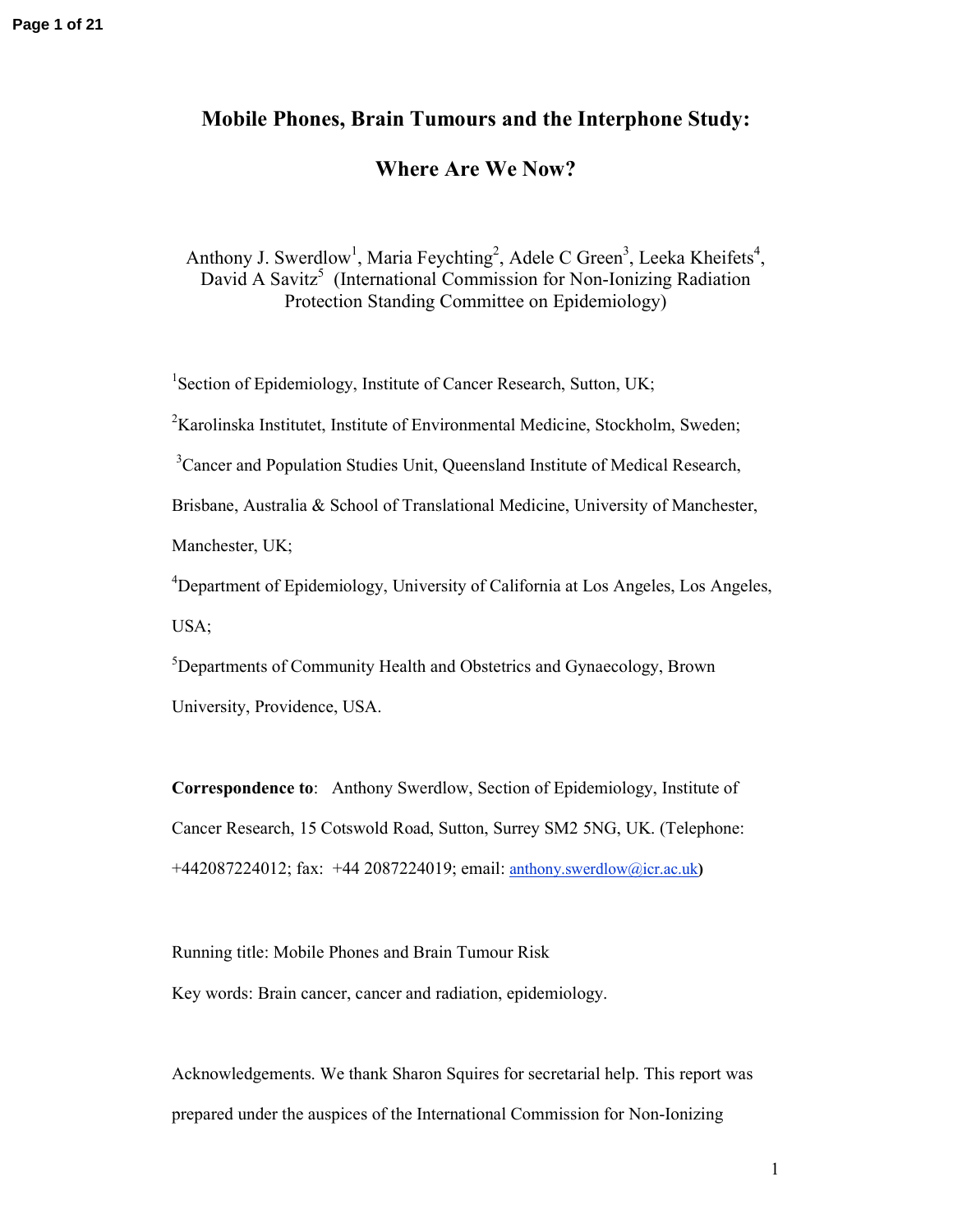# Mobile Phones, Brain Tumours and the Interphone Study: Where Are We Now?

Anthony J. Swerdlow[1], Maria Feychting[2], Adele C Green[3], Leeka Kheifets[4], David A Savitz[5] (International Commission for Non-Ionizing Radiation Protection Standing Committee on Epidemiology)

[1]Section of Epidemiology, Institute of Cancer Research, Sutton, UK;

[2]Karolinska Institutet, Institute of Environmental Medicine, Stockholm, Sweden;

[3]Cancer and Population Studies Unit, Queensland Institute of Medical Research, Brisbane, Australia & School of Translational Medicine, University of Manchester, Manchester, UK;

[4]Department of Epidemiology, University of California at Los Angeles, Los Angeles, USA;

[5]Departments of Community Health and Obstetrics and Gynaecology, Brown University, Providence, USA.

**Correspondence to**: Anthony Swerdlow, Section of Epidemiology, Institute of Cancer Research, 15 Cotswold Road, Sutton, Surrey SM2 5NG, UK. (Telephone: +442087224012; fax: +44 2087224019; email: anthony.swerdlow@icr.ac.uk)

Running title: Mobile Phones and Brain Tumour Risk

Key words: Brain cancer, cancer and radiation, epidemiology.

Acknowledgements. We thank Sharon Squires for secretarial help. This report was prepared under the auspices of the International Commission for Non-Ionizing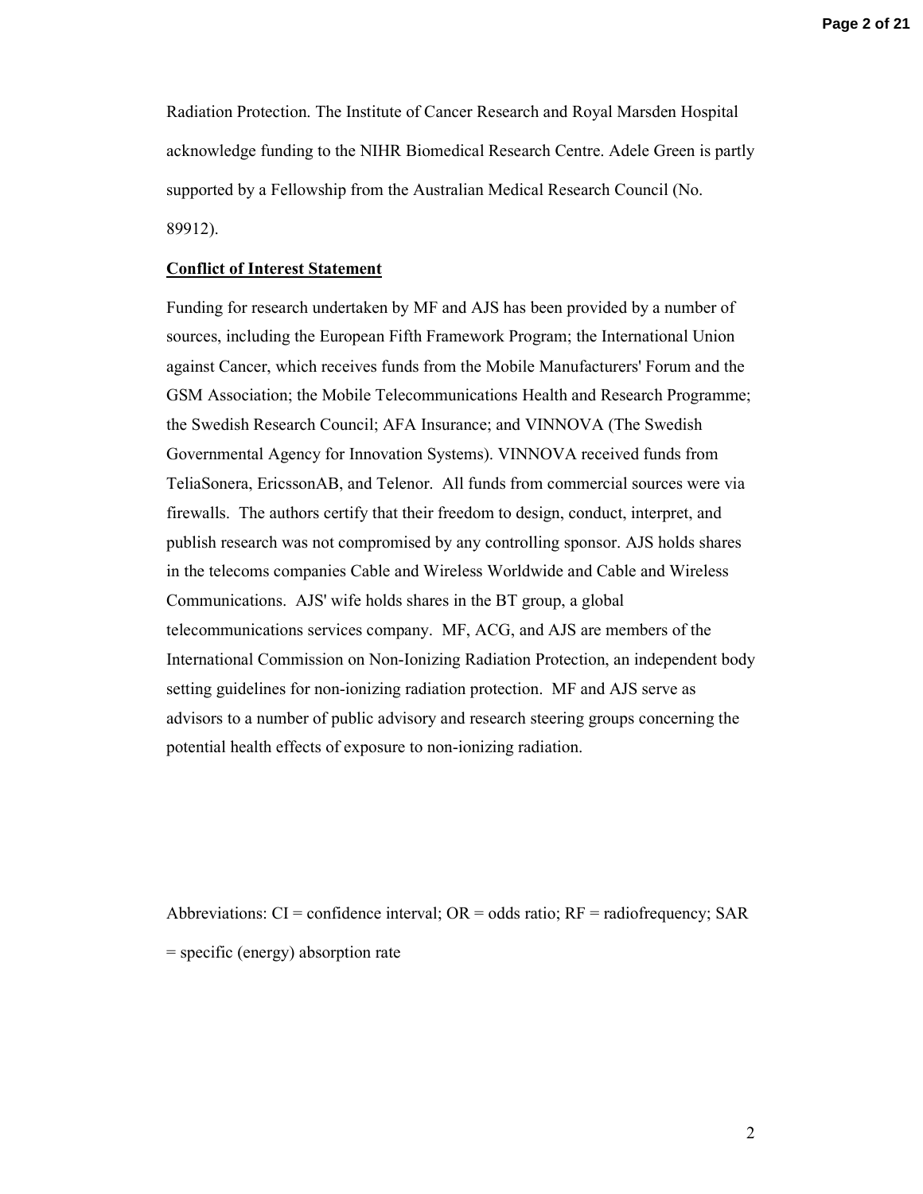Radiation Protection. The Institute of Cancer Research and Royal Marsden Hospital acknowledge funding to the NIHR Biomedical Research Centre. Adele Green is partly supported by a Fellowship from the Australian Medical Research Council (No. 89912).

**Conflict of Interest Statement**

Funding for research undertaken by MF and AJS has been provided by a number of sources, including the European Fifth Framework Program; the International Union against Cancer, which receives funds from the Mobile Manufacturers' Forum and the GSM Association; the Mobile Telecommunications Health and Research Programme; the Swedish Research Council; AFA Insurance; and VINNOVA (The Swedish Governmental Agency for Innovation Systems). VINNOVA received funds from TeliaSonera, EricssonAB, and Telenor. All funds from commercial sources were via firewalls. The authors certify that their freedom to design, conduct, interpret, and publish research was not compromised by any controlling sponsor. AJS holds shares in the telecoms companies Cable and Wireless Worldwide and Cable and Wireless Communications. AJS' wife holds shares in the BT group, a global telecommunications services company. MF, ACG, and AJS are members of the International Commission on Non-Ionizing Radiation Protection, an independent body setting guidelines for non-ionizing radiation protection. MF and AJS serve as advisors to a number of public advisory and research steering groups concerning the potential health effects of exposure to non-ionizing radiation.

Abbreviations: CI = confidence interval; OR = odds ratio; RF = radiofrequency; SAR = specific (energy) absorption rate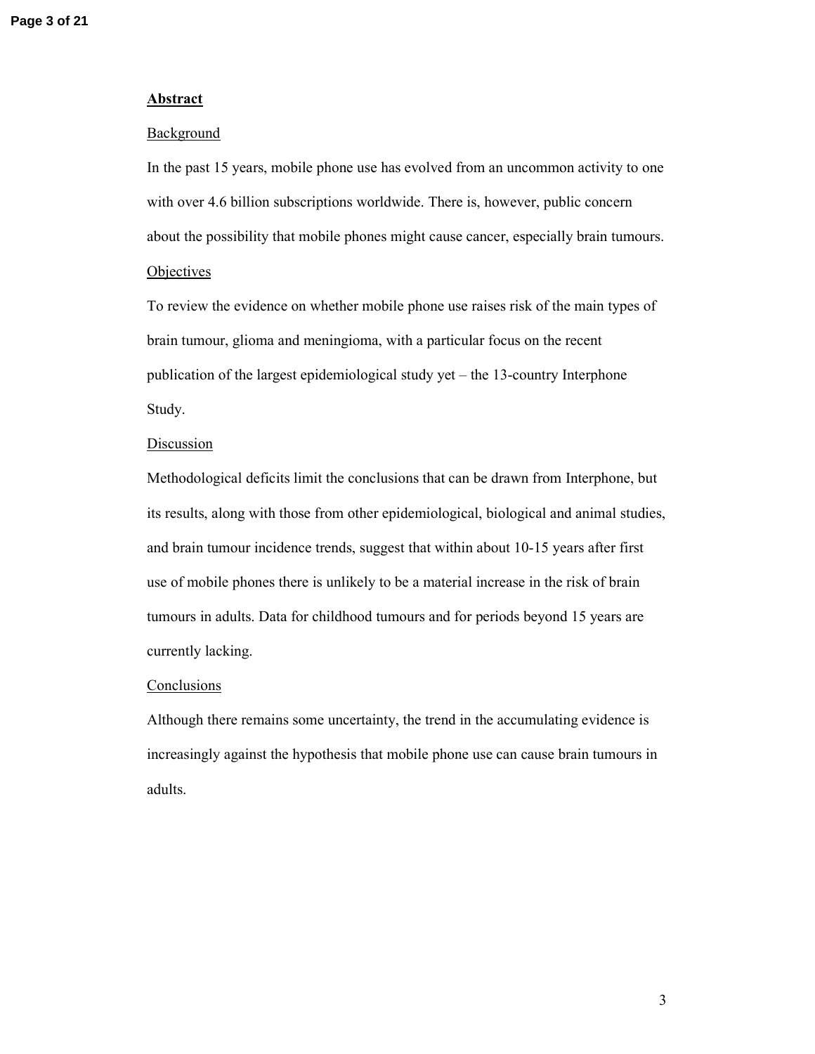## Abstract

### Background

In the past 15 years, mobile phone use has evolved from an uncommon activity to one with over 4.6 billion subscriptions worldwide. There is, however, public concern about the possibility that mobile phones might cause cancer, especially brain tumours.

### Objectives

To review the evidence on whether mobile phone use raises risk of the main types of brain tumour, glioma and meningioma, with a particular focus on the recent publication of the largest epidemiological study yet – the 13-country Interphone Study.

### Discussion

Methodological deficits limit the conclusions that can be drawn from Interphone, but its results, along with those from other epidemiological, biological and animal studies, and brain tumour incidence trends, suggest that within about 10-15 years after first use of mobile phones there is unlikely to be a material increase in the risk of brain tumours in adults. Data for childhood tumours and for periods beyond 15 years are currently lacking.

### Conclusions

Although there remains some uncertainty, the trend in the accumulating evidence is increasingly against the hypothesis that mobile phone use can cause brain tumours in adults.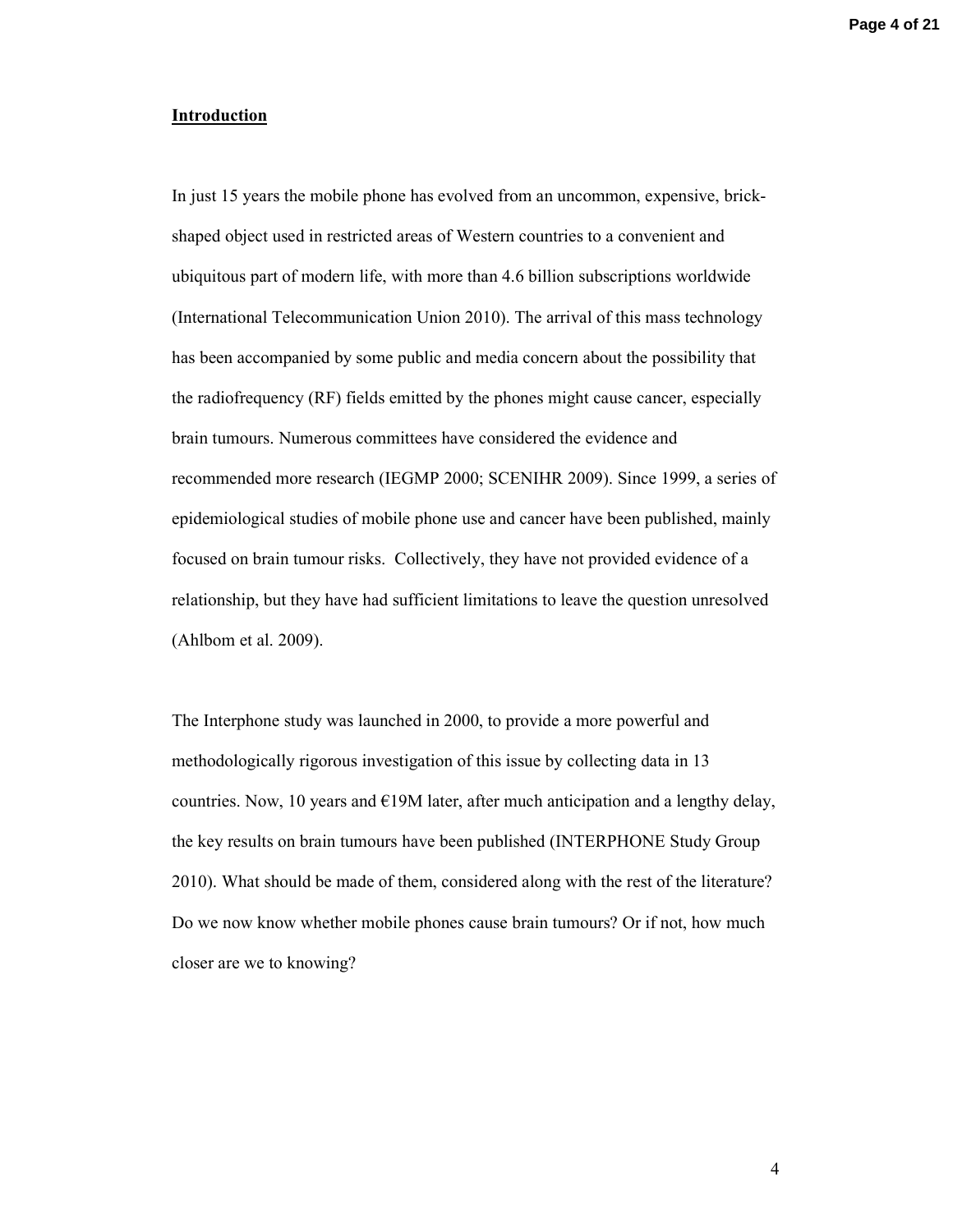## Introduction

In just 15 years the mobile phone has evolved from an uncommon, expensive, brick-shaped object used in restricted areas of Western countries to a convenient and ubiquitous part of modern life, with more than 4.6 billion subscriptions worldwide (International Telecommunication Union 2010). The arrival of this mass technology has been accompanied by some public and media concern about the possibility that the radiofrequency (RF) fields emitted by the phones might cause cancer, especially brain tumours. Numerous committees have considered the evidence and recommended more research (IEGMP 2000; SCENIHR 2009). Since 1999, a series of epidemiological studies of mobile phone use and cancer have been published, mainly focused on brain tumour risks. Collectively, they have not provided evidence of a relationship, but they have had sufficient limitations to leave the question unresolved (Ahlbom et al. 2009).

The Interphone study was launched in 2000, to provide a more powerful and methodologically rigorous investigation of this issue by collecting data in 13 countries. Now, 10 years and €19M later, after much anticipation and a lengthy delay, the key results on brain tumours have been published (INTERPHONE Study Group 2010). What should be made of them, considered along with the rest of the literature? Do we now know whether mobile phones cause brain tumours? Or if not, how much closer are we to knowing?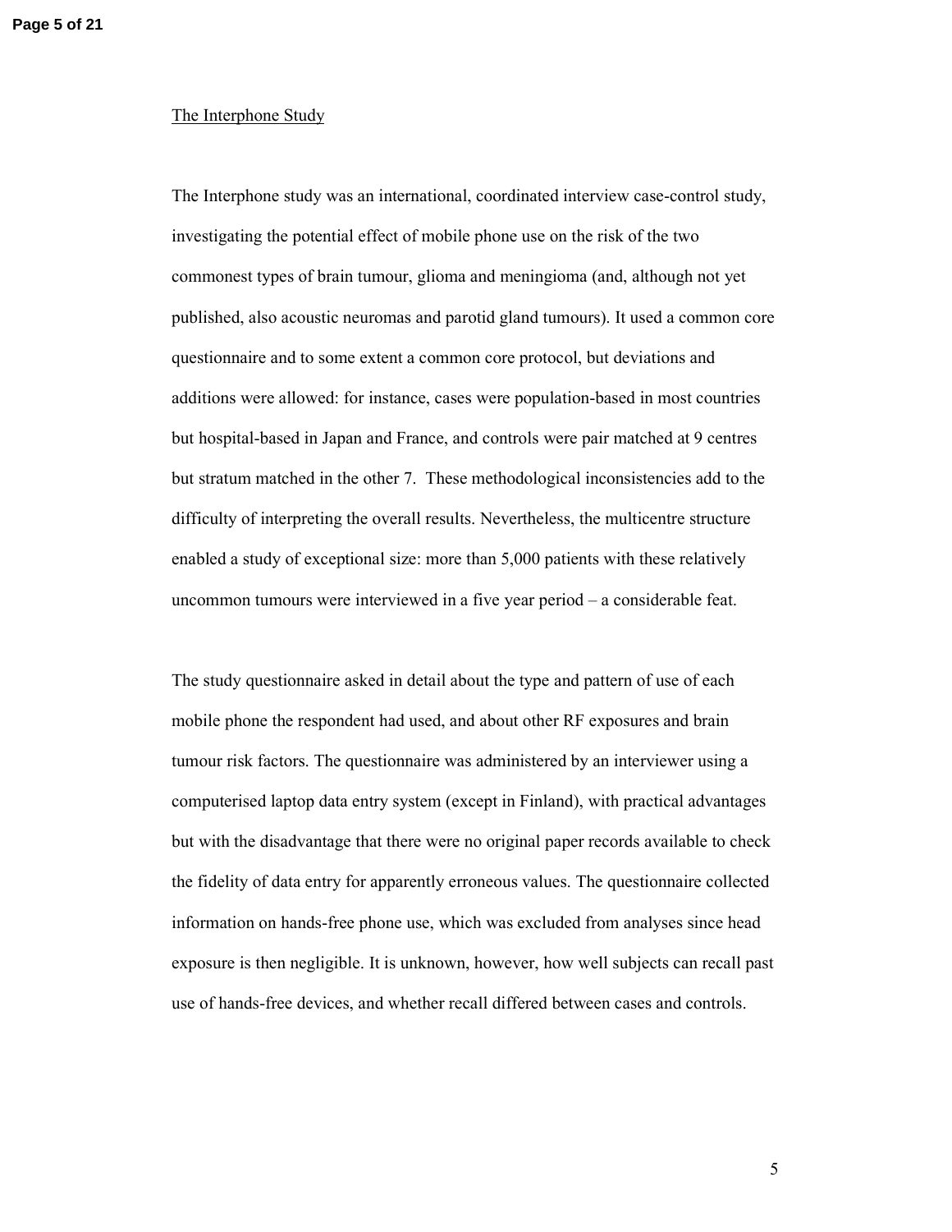## The Interphone Study

The Interphone study was an international, coordinated interview case-control study, investigating the potential effect of mobile phone use on the risk of the two commonest types of brain tumour, glioma and meningioma (and, although not yet published, also acoustic neuromas and parotid gland tumours). It used a common core questionnaire and to some extent a common core protocol, but deviations and additions were allowed: for instance, cases were population-based in most countries but hospital-based in Japan and France, and controls were pair matched at 9 centres but stratum matched in the other 7. These methodological inconsistencies add to the difficulty of interpreting the overall results. Nevertheless, the multicentre structure enabled a study of exceptional size: more than 5,000 patients with these relatively uncommon tumours were interviewed in a five year period – a considerable feat.

The study questionnaire asked in detail about the type and pattern of use of each mobile phone the respondent had used, and about other RF exposures and brain tumour risk factors. The questionnaire was administered by an interviewer using a computerised laptop data entry system (except in Finland), with practical advantages but with the disadvantage that there were no original paper records available to check the fidelity of data entry for apparently erroneous values. The questionnaire collected information on hands-free phone use, which was excluded from analyses since head exposure is then negligible. It is unknown, however, how well subjects can recall past use of hands-free devices, and whether recall differed between cases and controls.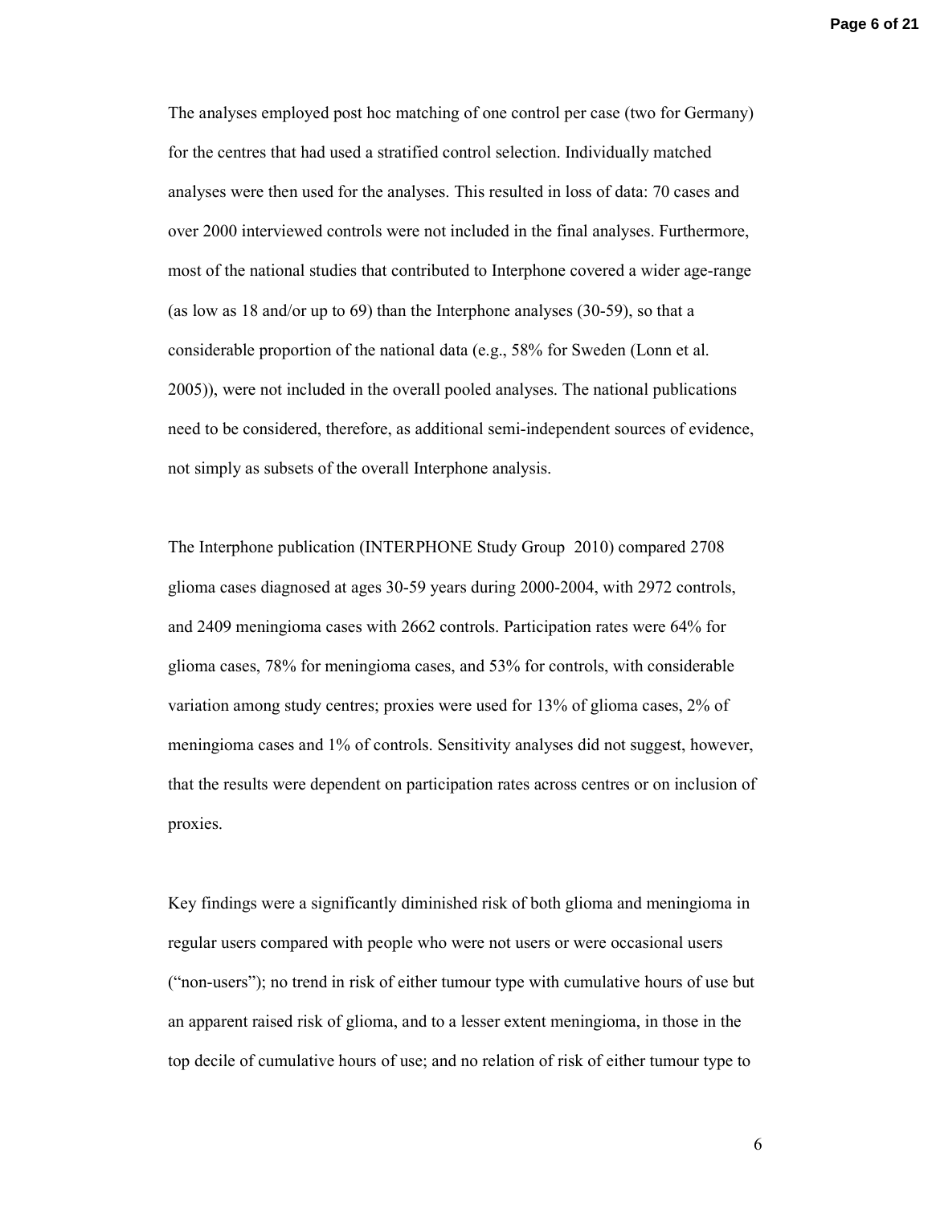The analyses employed post hoc matching of one control per case (two for Germany) for the centres that had used a stratified control selection. Individually matched analyses were then used for the analyses. This resulted in loss of data: 70 cases and over 2000 interviewed controls were not included in the final analyses. Furthermore, most of the national studies that contributed to Interphone covered a wider age-range (as low as 18 and/or up to 69) than the Interphone analyses (30-59), so that a considerable proportion of the national data (e.g., 58% for Sweden (Lonn et al. 2005)), were not included in the overall pooled analyses. The national publications need to be considered, therefore, as additional semi-independent sources of evidence, not simply as subsets of the overall Interphone analysis.

The Interphone publication (INTERPHONE Study Group 2010) compared 2708 glioma cases diagnosed at ages 30-59 years during 2000-2004, with 2972 controls, and 2409 meningioma cases with 2662 controls. Participation rates were 64% for glioma cases, 78% for meningioma cases, and 53% for controls, with considerable variation among study centres; proxies were used for 13% of glioma cases, 2% of meningioma cases and 1% of controls. Sensitivity analyses did not suggest, however, that the results were dependent on participation rates across centres or on inclusion of proxies.

Key findings were a significantly diminished risk of both glioma and meningioma in regular users compared with people who were not users or were occasional users ("non-users"); no trend in risk of either tumour type with cumulative hours of use but an apparent raised risk of glioma, and to a lesser extent meningioma, in those in the top decile of cumulative hours of use; and no relation of risk of either tumour type to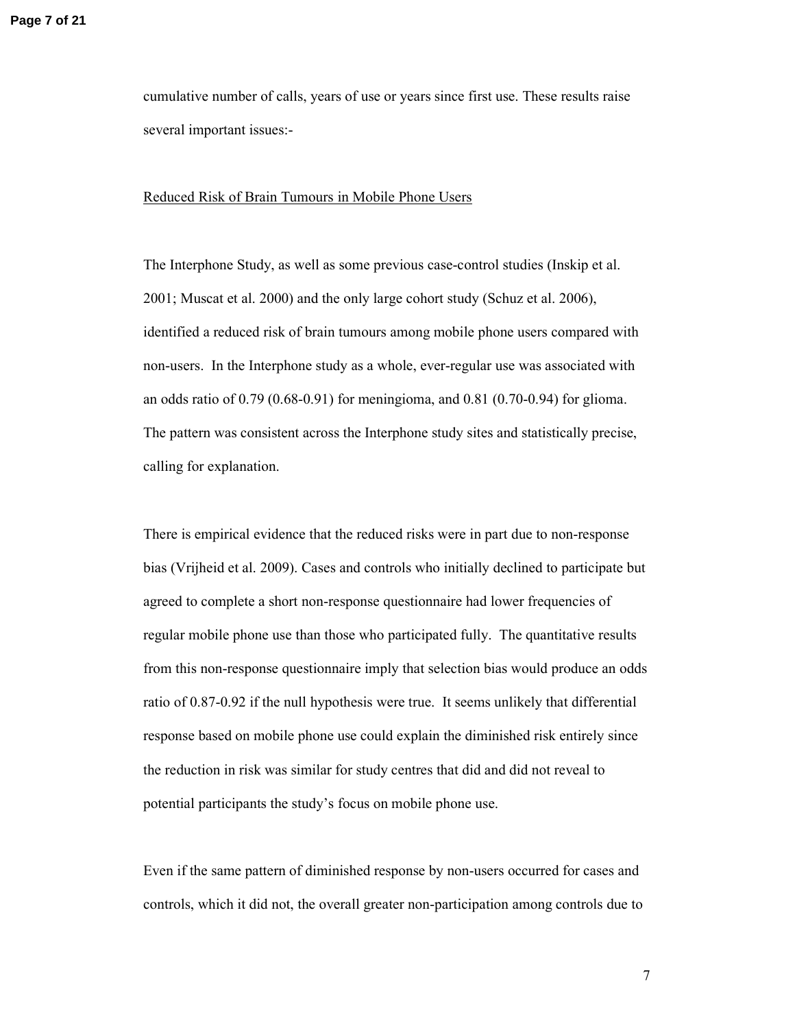cumulative number of calls, years of use or years since first use. These results raise several important issues:-

<u>Reduced Risk of Brain Tumours in Mobile Phone Users</u>

The Interphone Study, as well as some previous case-control studies (Inskip et al. 2001; Muscat et al. 2000) and the only large cohort study (Schuz et al. 2006), identified a reduced risk of brain tumours among mobile phone users compared with non-users. In the Interphone study as a whole, ever-regular use was associated with an odds ratio of 0.79 (0.68-0.91) for meningioma, and 0.81 (0.70-0.94) for glioma. The pattern was consistent across the Interphone study sites and statistically precise, calling for explanation.

There is empirical evidence that the reduced risks were in part due to non-response bias (Vrijheid et al. 2009). Cases and controls who initially declined to participate but agreed to complete a short non-response questionnaire had lower frequencies of regular mobile phone use than those who participated fully. The quantitative results from this non-response questionnaire imply that selection bias would produce an odds ratio of 0.87-0.92 if the null hypothesis were true. It seems unlikely that differential response based on mobile phone use could explain the diminished risk entirely since the reduction in risk was similar for study centres that did and did not reveal to potential participants the study's focus on mobile phone use.

Even if the same pattern of diminished response by non-users occurred for cases and controls, which it did not, the overall greater non-participation among controls due to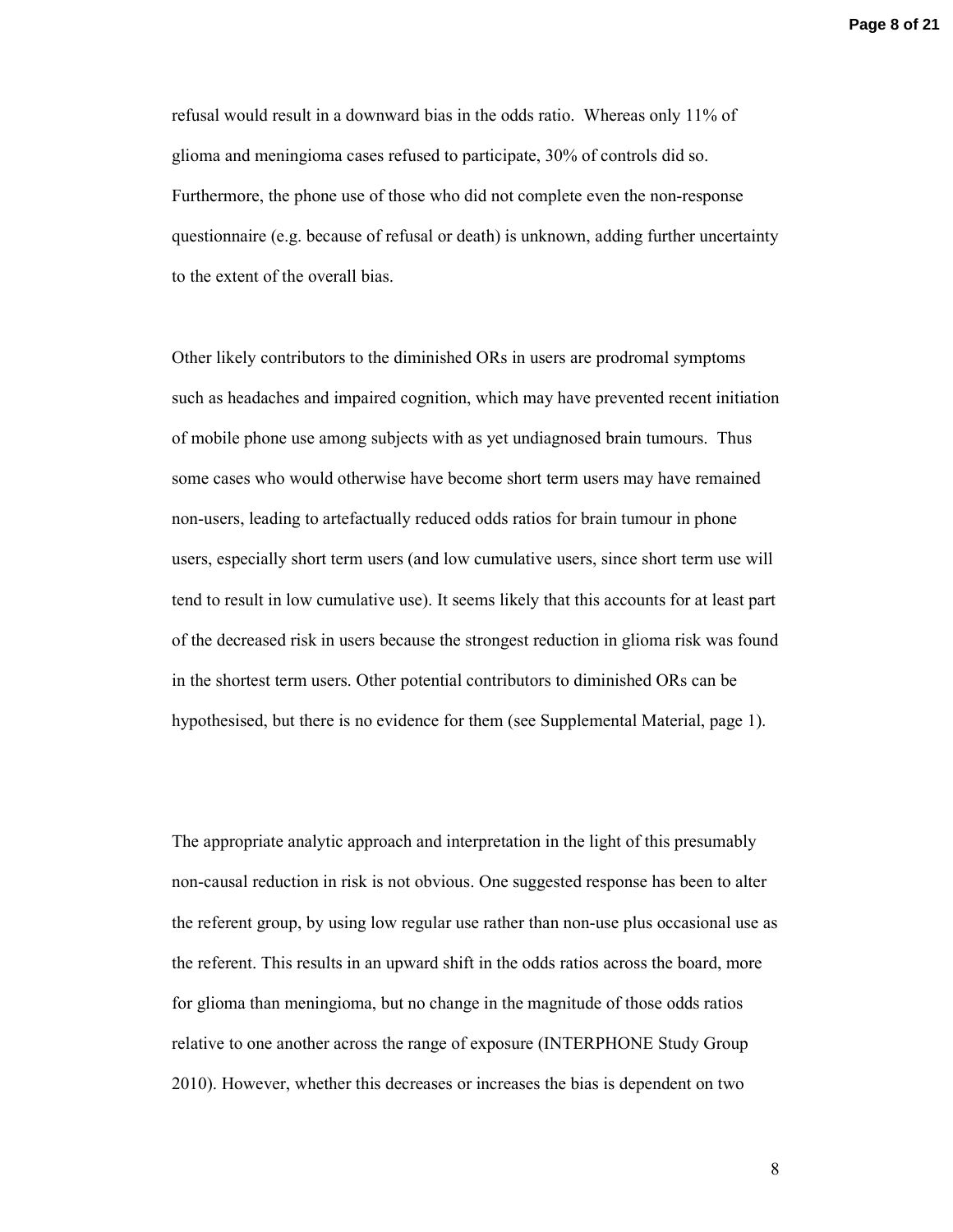refusal would result in a downward bias in the odds ratio. Whereas only 11% of glioma and meningioma cases refused to participate, 30% of controls did so. Furthermore, the phone use of those who did not complete even the non-response questionnaire (e.g. because of refusal or death) is unknown, adding further uncertainty to the extent of the overall bias.

Other likely contributors to the diminished ORs in users are prodromal symptoms such as headaches and impaired cognition, which may have prevented recent initiation of mobile phone use among subjects with as yet undiagnosed brain tumours. Thus some cases who would otherwise have become short term users may have remained non-users, leading to artefactually reduced odds ratios for brain tumour in phone users, especially short term users (and low cumulative users, since short term use will tend to result in low cumulative use). It seems likely that this accounts for at least part of the decreased risk in users because the strongest reduction in glioma risk was found in the shortest term users. Other potential contributors to diminished ORs can be hypothesised, but there is no evidence for them (see Supplemental Material, page 1).

The appropriate analytic approach and interpretation in the light of this presumably non-causal reduction in risk is not obvious. One suggested response has been to alter the referent group, by using low regular use rather than non-use plus occasional use as the referent. This results in an upward shift in the odds ratios across the board, more for glioma than meningioma, but no change in the magnitude of those odds ratios relative to one another across the range of exposure (INTERPHONE Study Group 2010). However, whether this decreases or increases the bias is dependent on two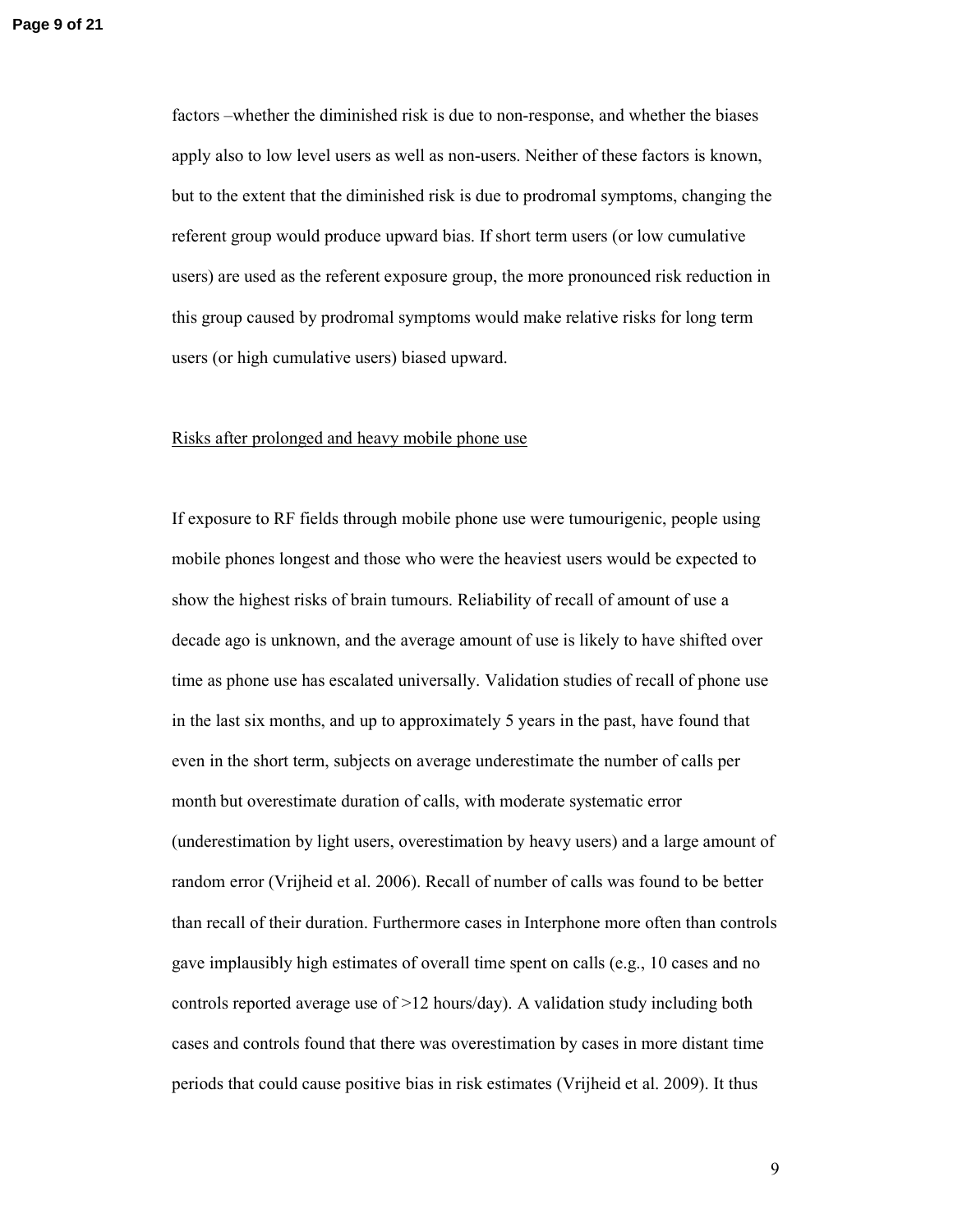factors –whether the diminished risk is due to non-response, and whether the biases apply also to low level users as well as non-users. Neither of these factors is known, but to the extent that the diminished risk is due to prodromal symptoms, changing the referent group would produce upward bias. If short term users (or low cumulative users) are used as the referent exposure group, the more pronounced risk reduction in this group caused by prodromal symptoms would make relative risks for long term users (or high cumulative users) biased upward.

Risks after prolonged and heavy mobile phone use

If exposure to RF fields through mobile phone use were tumourigenic, people using mobile phones longest and those who were the heaviest users would be expected to show the highest risks of brain tumours. Reliability of recall of amount of use a decade ago is unknown, and the average amount of use is likely to have shifted over time as phone use has escalated universally. Validation studies of recall of phone use in the last six months, and up to approximately 5 years in the past, have found that even in the short term, subjects on average underestimate the number of calls per month but overestimate duration of calls, with moderate systematic error (underestimation by light users, overestimation by heavy users) and a large amount of random error (Vrijheid et al. 2006). Recall of number of calls was found to be better than recall of their duration. Furthermore cases in Interphone more often than controls gave implausibly high estimates of overall time spent on calls (e.g., 10 cases and no controls reported average use of >12 hours/day). A validation study including both cases and controls found that there was overestimation by cases in more distant time periods that could cause positive bias in risk estimates (Vrijheid et al. 2009). It thus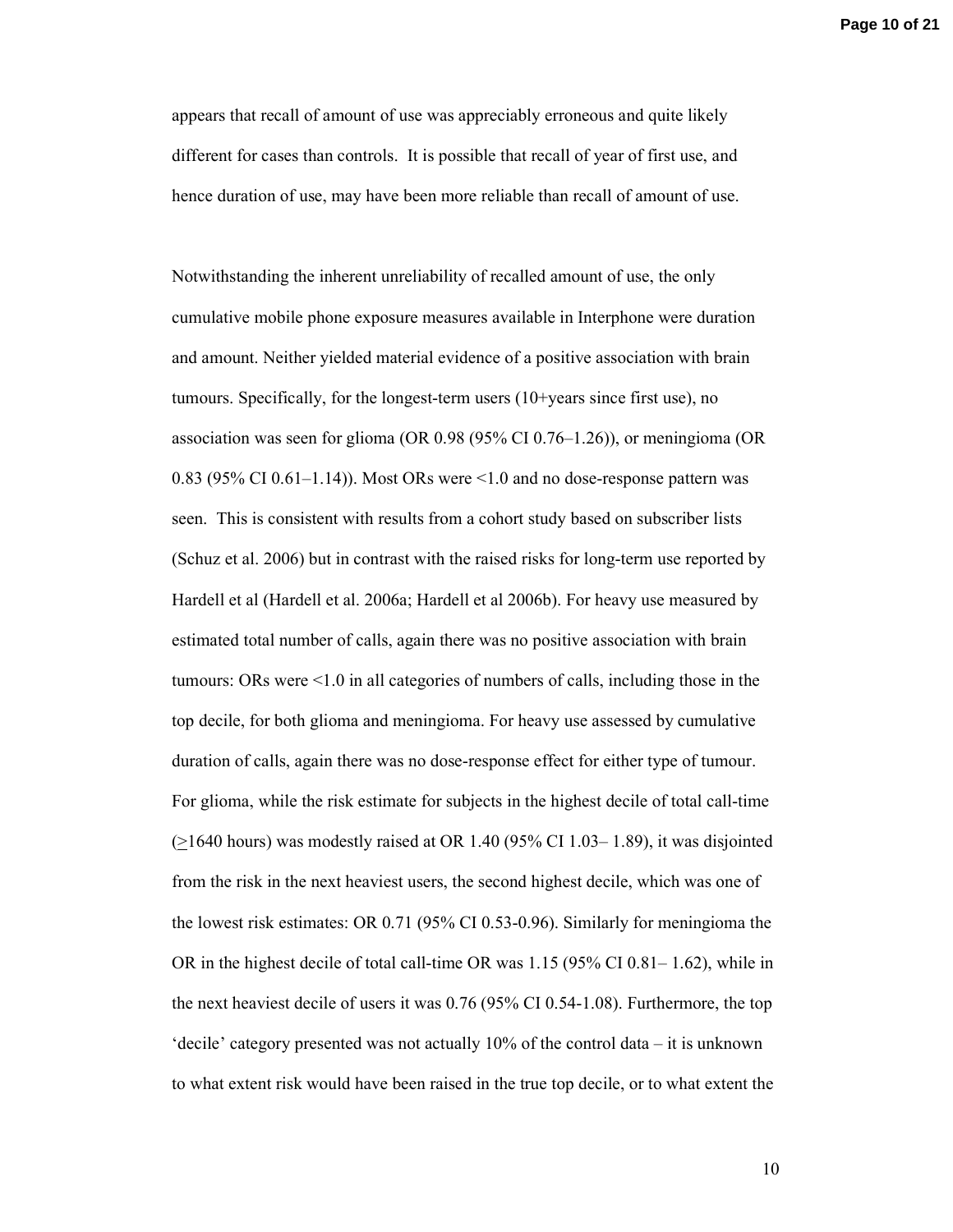appears that recall of amount of use was appreciably erroneous and quite likely different for cases than controls. It is possible that recall of year of first use, and hence duration of use, may have been more reliable than recall of amount of use.

Notwithstanding the inherent unreliability of recalled amount of use, the only cumulative mobile phone exposure measures available in Interphone were duration and amount. Neither yielded material evidence of a positive association with brain tumours. Specifically, for the longest-term users (10+years since first use), no association was seen for glioma (OR 0.98 (95% CI 0.76–1.26)), or meningioma (OR 0.83 (95% CI 0.61–1.14)). Most ORs were <1.0 and no dose-response pattern was seen. This is consistent with results from a cohort study based on subscriber lists (Schuz et al. 2006) but in contrast with the raised risks for long-term use reported by Hardell et al (Hardell et al. 2006a; Hardell et al 2006b). For heavy use measured by estimated total number of calls, again there was no positive association with brain tumours: ORs were <1.0 in all categories of numbers of calls, including those in the top decile, for both glioma and meningioma. For heavy use assessed by cumulative duration of calls, again there was no dose-response effect for either type of tumour. For glioma, while the risk estimate for subjects in the highest decile of total call-time (≥1640 hours) was modestly raised at OR 1.40 (95% CI 1.03– 1.89), it was disjointed from the risk in the next heaviest users, the second highest decile, which was one of the lowest risk estimates: OR 0.71 (95% CI 0.53-0.96). Similarly for meningioma the OR in the highest decile of total call-time OR was 1.15 (95% CI 0.81– 1.62), while in the next heaviest decile of users it was 0.76 (95% CI 0.54-1.08). Furthermore, the top 'decile' category presented was not actually 10% of the control data – it is unknown to what extent risk would have been raised in the true top decile, or to what extent the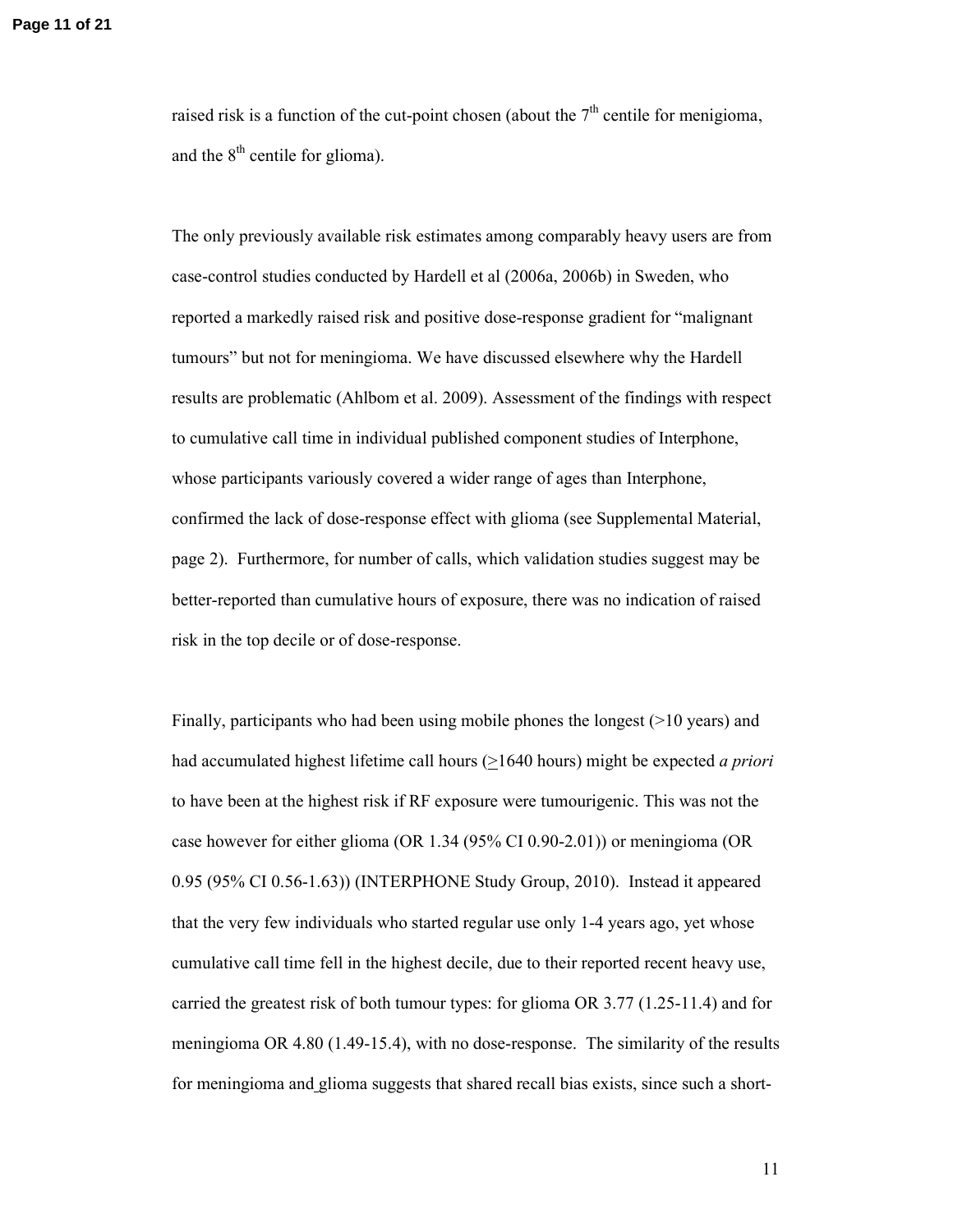raised risk is a function of the cut-point chosen (about the 7th centile for menigioma, and the 8th centile for glioma).

The only previously available risk estimates among comparably heavy users are from case-control studies conducted by Hardell et al (2006a, 2006b) in Sweden, who reported a markedly raised risk and positive dose-response gradient for "malignant tumours" but not for meningioma. We have discussed elsewhere why the Hardell results are problematic (Ahlbom et al. 2009). Assessment of the findings with respect to cumulative call time in individual published component studies of Interphone, whose participants variously covered a wider range of ages than Interphone, confirmed the lack of dose-response effect with glioma (see Supplemental Material, page 2). Furthermore, for number of calls, which validation studies suggest may be better-reported than cumulative hours of exposure, there was no indication of raised risk in the top decile or of dose-response.

Finally, participants who had been using mobile phones the longest (>10 years) and had accumulated highest lifetime call hours (≥1640 hours) might be expected *a priori* to have been at the highest risk if RF exposure were tumourigenic. This was not the case however for either glioma (OR 1.34 (95% CI 0.90-2.01)) or meningioma (OR 0.95 (95% CI 0.56-1.63)) (INTERPHONE Study Group, 2010). Instead it appeared that the very few individuals who started regular use only 1-4 years ago, yet whose cumulative call time fell in the highest decile, due to their reported recent heavy use, carried the greatest risk of both tumour types: for glioma OR 3.77 (1.25-11.4) and for meningioma OR 4.80 (1.49-15.4), with no dose-response. The similarity of the results for meningioma and glioma suggests that shared recall bias exists, since such a short-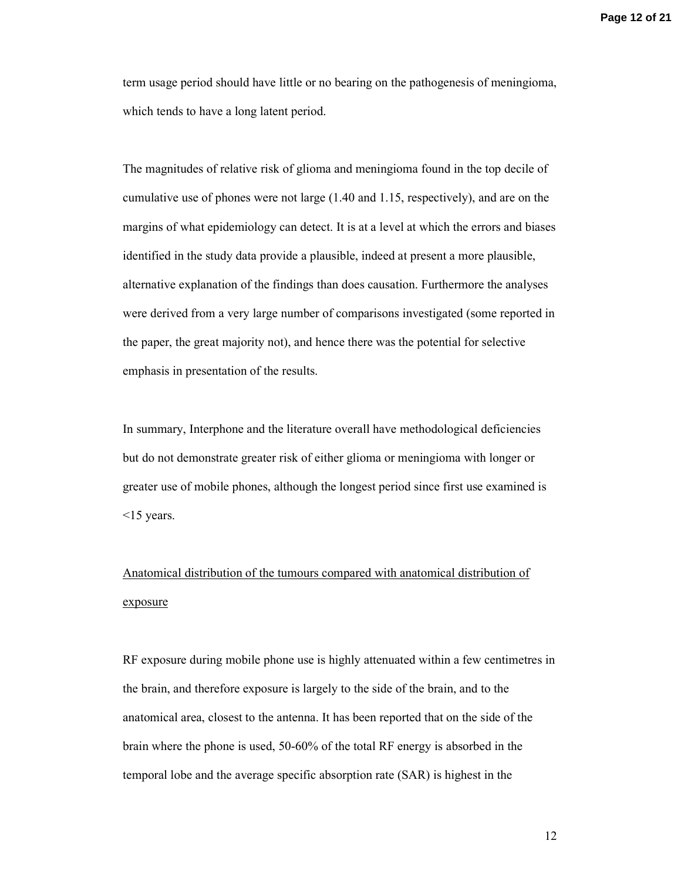term usage period should have little or no bearing on the pathogenesis of meningioma, which tends to have a long latent period.

The magnitudes of relative risk of glioma and meningioma found in the top decile of cumulative use of phones were not large (1.40 and 1.15, respectively), and are on the margins of what epidemiology can detect. It is at a level at which the errors and biases identified in the study data provide a plausible, indeed at present a more plausible, alternative explanation of the findings than does causation. Furthermore the analyses were derived from a very large number of comparisons investigated (some reported in the paper, the great majority not), and hence there was the potential for selective emphasis in presentation of the results.

In summary, Interphone and the literature overall have methodological deficiencies but do not demonstrate greater risk of either glioma or meningioma with longer or greater use of mobile phones, although the longest period since first use examined is <15 years.

<u>Anatomical distribution of the tumours compared with anatomical distribution of exposure</u>

RF exposure during mobile phone use is highly attenuated within a few centimetres in the brain, and therefore exposure is largely to the side of the brain, and to the anatomical area, closest to the antenna. It has been reported that on the side of the brain where the phone is used, 50-60% of the total RF energy is absorbed in the temporal lobe and the average specific absorption rate (SAR) is highest in the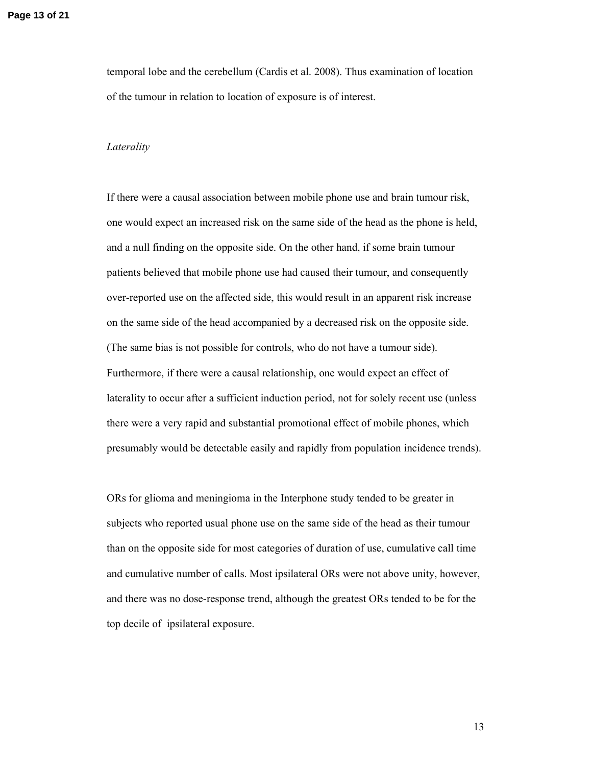temporal lobe and the cerebellum (Cardis et al. 2008). Thus examination of location of the tumour in relation to location of exposure is of interest.

*Laterality*

If there were a causal association between mobile phone use and brain tumour risk, one would expect an increased risk on the same side of the head as the phone is held, and a null finding on the opposite side. On the other hand, if some brain tumour patients believed that mobile phone use had caused their tumour, and consequently over-reported use on the affected side, this would result in an apparent risk increase on the same side of the head accompanied by a decreased risk on the opposite side. (The same bias is not possible for controls, who do not have a tumour side). Furthermore, if there were a causal relationship, one would expect an effect of laterality to occur after a sufficient induction period, not for solely recent use (unless there were a very rapid and substantial promotional effect of mobile phones, which presumably would be detectable easily and rapidly from population incidence trends).

ORs for glioma and meningioma in the Interphone study tended to be greater in subjects who reported usual phone use on the same side of the head as their tumour than on the opposite side for most categories of duration of use, cumulative call time and cumulative number of calls. Most ipsilateral ORs were not above unity, however, and there was no dose-response trend, although the greatest ORs tended to be for the top decile of ipsilateral exposure.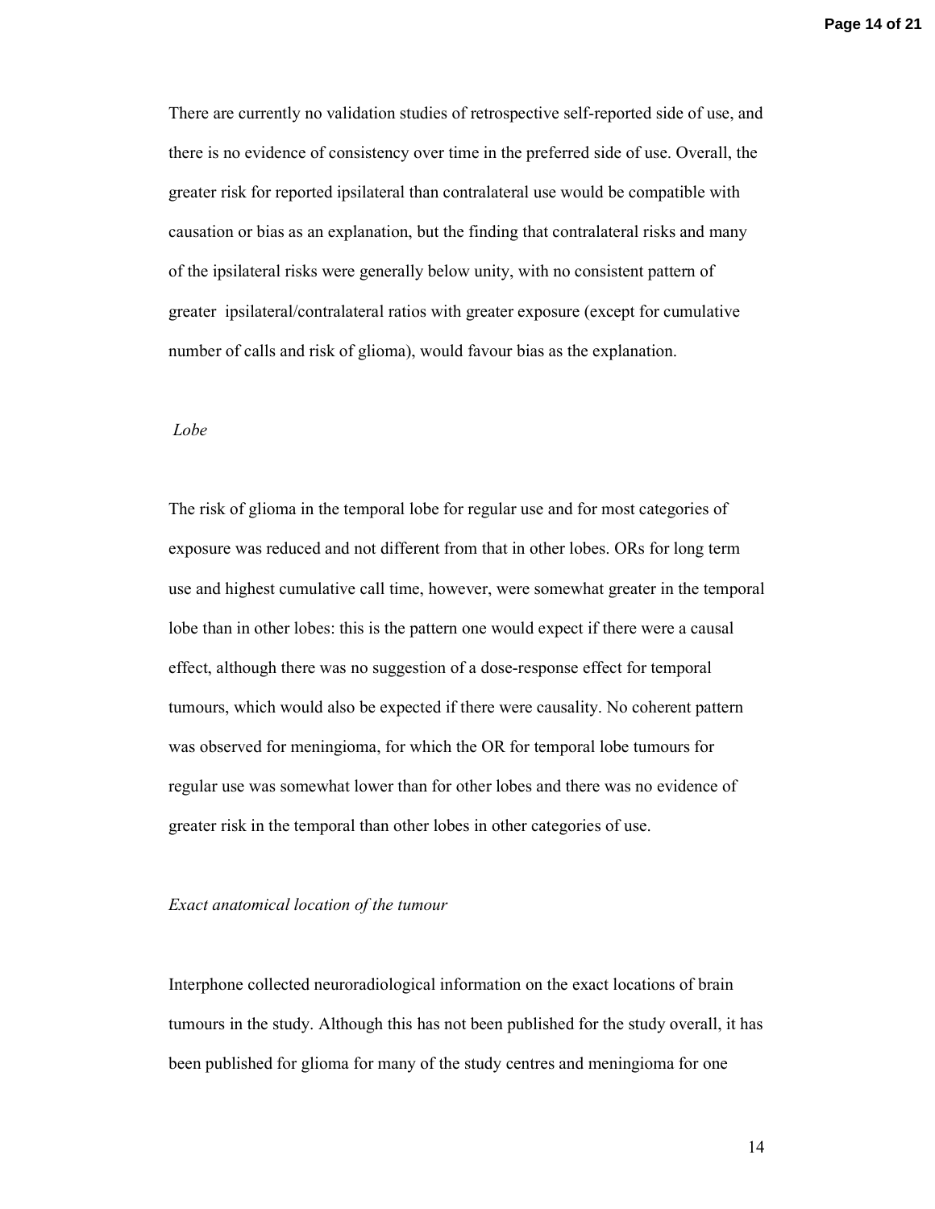There are currently no validation studies of retrospective self-reported side of use, and there is no evidence of consistency over time in the preferred side of use. Overall, the greater risk for reported ipsilateral than contralateral use would be compatible with causation or bias as an explanation, but the finding that contralateral risks and many of the ipsilateral risks were generally below unity, with no consistent pattern of greater ipsilateral/contralateral ratios with greater exposure (except for cumulative number of calls and risk of glioma), would favour bias as the explanation.

*Lobe*

The risk of glioma in the temporal lobe for regular use and for most categories of exposure was reduced and not different from that in other lobes. ORs for long term use and highest cumulative call time, however, were somewhat greater in the temporal lobe than in other lobes: this is the pattern one would expect if there were a causal effect, although there was no suggestion of a dose-response effect for temporal tumours, which would also be expected if there were causality. No coherent pattern was observed for meningioma, for which the OR for temporal lobe tumours for regular use was somewhat lower than for other lobes and there was no evidence of greater risk in the temporal than other lobes in other categories of use.

*Exact anatomical location of the tumour*

Interphone collected neuroradiological information on the exact locations of brain tumours in the study. Although this has not been published for the study overall, it has been published for glioma for many of the study centres and meningioma for one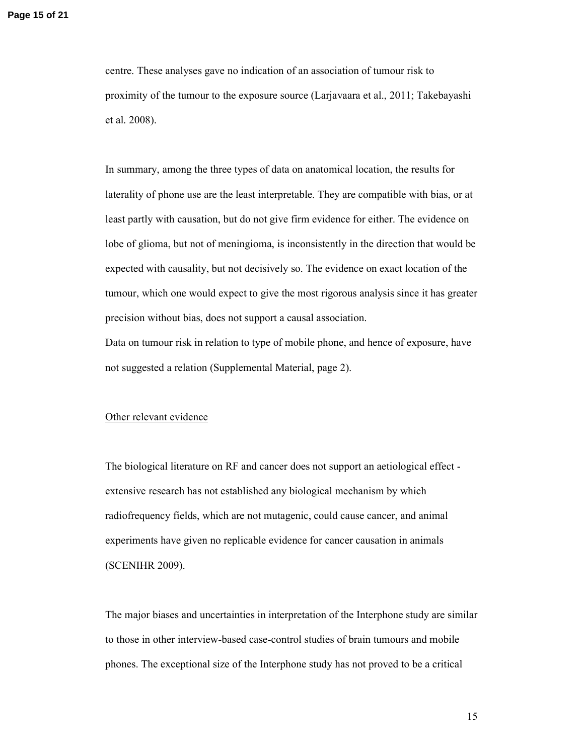centre. These analyses gave no indication of an association of tumour risk to proximity of the tumour to the exposure source (Larjavaara et al., 2011; Takebayashi et al. 2008).

In summary, among the three types of data on anatomical location, the results for laterality of phone use are the least interpretable. They are compatible with bias, or at least partly with causation, but do not give firm evidence for either. The evidence on lobe of glioma, but not of meningioma, is inconsistently in the direction that would be expected with causality, but not decisively so. The evidence on exact location of the tumour, which one would expect to give the most rigorous analysis since it has greater precision without bias, does not support a causal association.

Data on tumour risk in relation to type of mobile phone, and hence of exposure, have not suggested a relation (Supplemental Material, page 2).

<u>Other relevant evidence</u>

The biological literature on RF and cancer does not support an aetiological effect - extensive research has not established any biological mechanism by which radiofrequency fields, which are not mutagenic, could cause cancer, and animal experiments have given no replicable evidence for cancer causation in animals (SCENIHR 2009).

The major biases and uncertainties in interpretation of the Interphone study are similar to those in other interview-based case-control studies of brain tumours and mobile phones. The exceptional size of the Interphone study has not proved to be a critical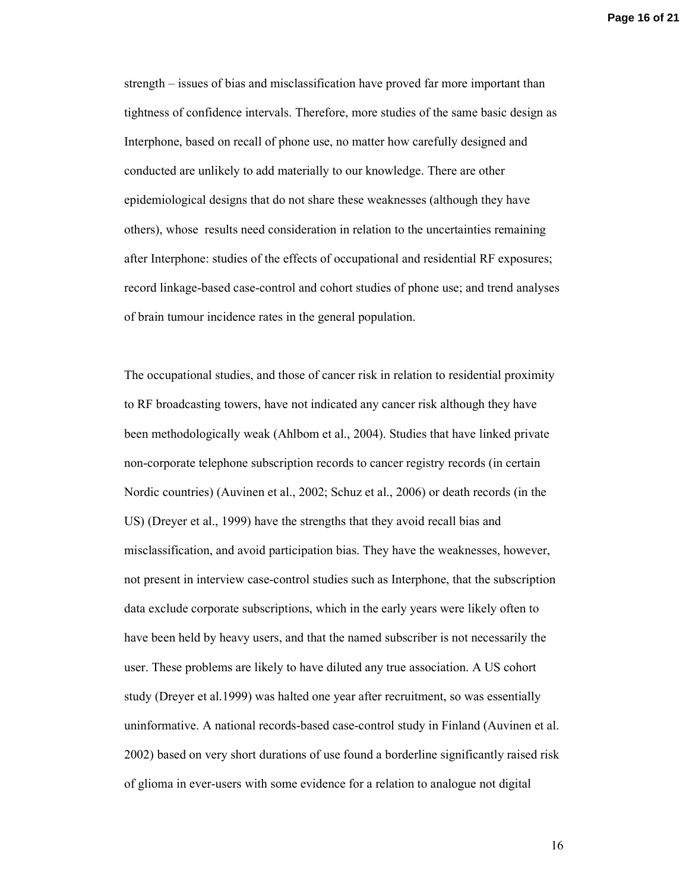strength – issues of bias and misclassification have proved far more important than tightness of confidence intervals. Therefore, more studies of the same basic design as Interphone, based on recall of phone use, no matter how carefully designed and conducted are unlikely to add materially to our knowledge. There are other epidemiological designs that do not share these weaknesses (although they have others), whose results need consideration in relation to the uncertainties remaining after Interphone: studies of the effects of occupational and residential RF exposures; record linkage-based case-control and cohort studies of phone use; and trend analyses of brain tumour incidence rates in the general population.

The occupational studies, and those of cancer risk in relation to residential proximity to RF broadcasting towers, have not indicated any cancer risk although they have been methodologically weak (Ahlbom et al., 2004). Studies that have linked private non-corporate telephone subscription records to cancer registry records (in certain Nordic countries) (Auvinen et al., 2002; Schuz et al., 2006) or death records (in the US) (Dreyer et al., 1999) have the strengths that they avoid recall bias and misclassification, and avoid participation bias. They have the weaknesses, however, not present in interview case-control studies such as Interphone, that the subscription data exclude corporate subscriptions, which in the early years were likely often to have been held by heavy users, and that the named subscriber is not necessarily the user. These problems are likely to have diluted any true association. A US cohort study (Dreyer et al.1999) was halted one year after recruitment, so was essentially uninformative. A national records-based case-control study in Finland (Auvinen et al. 2002) based on very short durations of use found a borderline significantly raised risk of glioma in ever-users with some evidence for a relation to analogue not digital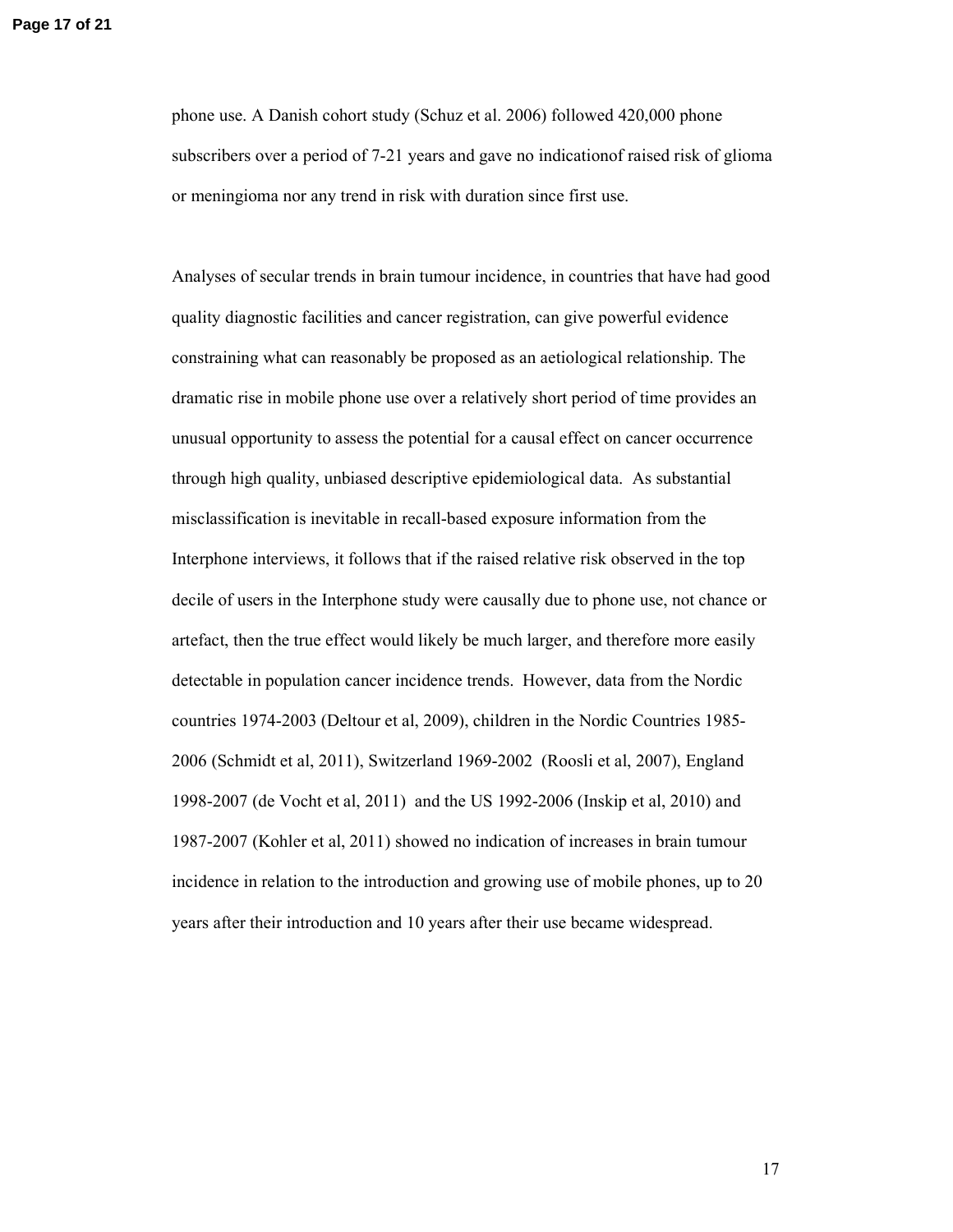phone use. A Danish cohort study (Schuz et al. 2006) followed 420,000 phone subscribers over a period of 7-21 years and gave no indicationof raised risk of glioma or meningioma nor any trend in risk with duration since first use.

Analyses of secular trends in brain tumour incidence, in countries that have had good quality diagnostic facilities and cancer registration, can give powerful evidence constraining what can reasonably be proposed as an aetiological relationship. The dramatic rise in mobile phone use over a relatively short period of time provides an unusual opportunity to assess the potential for a causal effect on cancer occurrence through high quality, unbiased descriptive epidemiological data. As substantial misclassification is inevitable in recall-based exposure information from the Interphone interviews, it follows that if the raised relative risk observed in the top decile of users in the Interphone study were causally due to phone use, not chance or artefact, then the true effect would likely be much larger, and therefore more easily detectable in population cancer incidence trends. However, data from the Nordic countries 1974-2003 (Deltour et al, 2009), children in the Nordic Countries 1985-2006 (Schmidt et al, 2011), Switzerland 1969-2002 (Roosli et al, 2007), England 1998-2007 (de Vocht et al, 2011) and the US 1992-2006 (Inskip et al, 2010) and 1987-2007 (Kohler et al, 2011) showed no indication of increases in brain tumour incidence in relation to the introduction and growing use of mobile phones, up to 20 years after their introduction and 10 years after their use became widespread.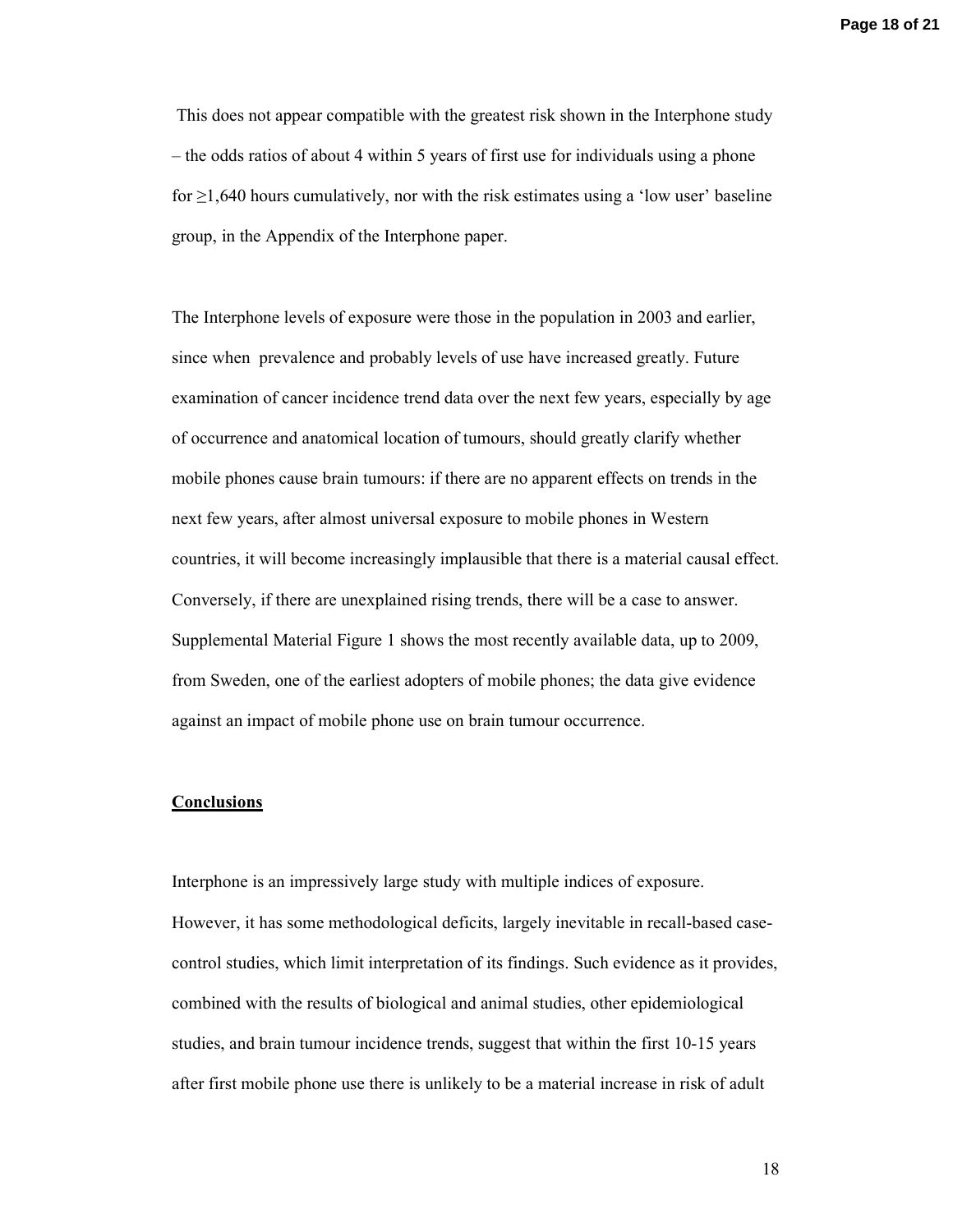This does not appear compatible with the greatest risk shown in the Interphone study – the odds ratios of about 4 within 5 years of first use for individuals using a phone for ≥1,640 hours cumulatively, nor with the risk estimates using a 'low user' baseline group, in the Appendix of the Interphone paper.

The Interphone levels of exposure were those in the population in 2003 and earlier, since when prevalence and probably levels of use have increased greatly. Future examination of cancer incidence trend data over the next few years, especially by age of occurrence and anatomical location of tumours, should greatly clarify whether mobile phones cause brain tumours: if there are no apparent effects on trends in the next few years, after almost universal exposure to mobile phones in Western countries, it will become increasingly implausible that there is a material causal effect. Conversely, if there are unexplained rising trends, there will be a case to answer. Supplemental Material Figure 1 shows the most recently available data, up to 2009, from Sweden, one of the earliest adopters of mobile phones; the data give evidence against an impact of mobile phone use on brain tumour occurrence.

## Conclusions

Interphone is an impressively large study with multiple indices of exposure. However, it has some methodological deficits, largely inevitable in recall-based case-control studies, which limit interpretation of its findings. Such evidence as it provides, combined with the results of biological and animal studies, other epidemiological studies, and brain tumour incidence trends, suggest that within the first 10-15 years after first mobile phone use there is unlikely to be a material increase in risk of adult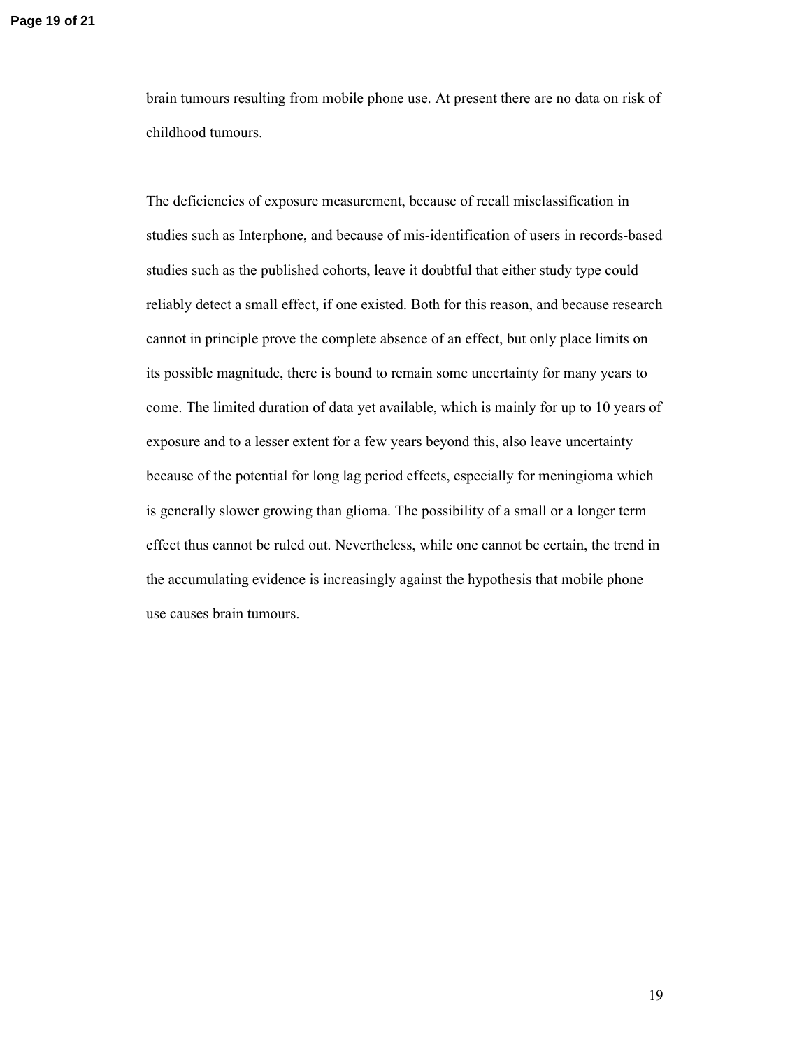brain tumours resulting from mobile phone use. At present there are no data on risk of childhood tumours.

The deficiencies of exposure measurement, because of recall misclassification in studies such as Interphone, and because of mis-identification of users in records-based studies such as the published cohorts, leave it doubtful that either study type could reliably detect a small effect, if one existed. Both for this reason, and because research cannot in principle prove the complete absence of an effect, but only place limits on its possible magnitude, there is bound to remain some uncertainty for many years to come. The limited duration of data yet available, which is mainly for up to 10 years of exposure and to a lesser extent for a few years beyond this, also leave uncertainty because of the potential for long lag period effects, especially for meningioma which is generally slower growing than glioma. The possibility of a small or a longer term effect thus cannot be ruled out. Nevertheless, while one cannot be certain, the trend in the accumulating evidence is increasingly against the hypothesis that mobile phone use causes brain tumours.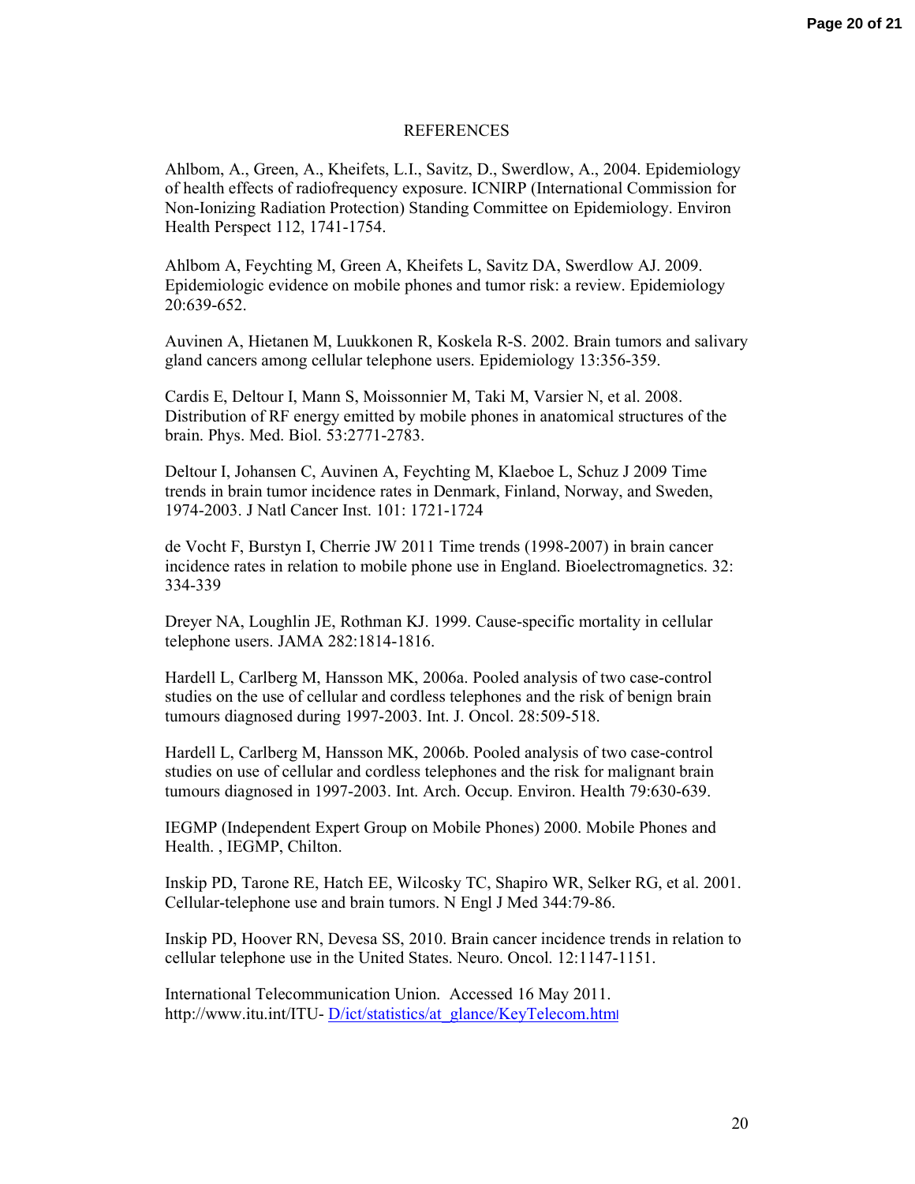## REFERENCES

Ahlbom, A., Green, A., Kheifets, L.I., Savitz, D., Swerdlow, A., 2004. Epidemiology of health effects of radiofrequency exposure. ICNIRP (International Commission for Non-Ionizing Radiation Protection) Standing Committee on Epidemiology. Environ Health Perspect 112, 1741-1754.

Ahlbom A, Feychting M, Green A, Kheifets L, Savitz DA, Swerdlow AJ. 2009. Epidemiologic evidence on mobile phones and tumor risk: a review. Epidemiology 20:639-652.

Auvinen A, Hietanen M, Luukkonen R, Koskela R-S. 2002. Brain tumors and salivary gland cancers among cellular telephone users. Epidemiology 13:356-359.

Cardis E, Deltour I, Mann S, Moissonnier M, Taki M, Varsier N, et al. 2008. Distribution of RF energy emitted by mobile phones in anatomical structures of the brain. Phys. Med. Biol. 53:2771-2783.

Deltour I, Johansen C, Auvinen A, Feychting M, Klaeboe L, Schuz J 2009 Time trends in brain tumor incidence rates in Denmark, Finland, Norway, and Sweden, 1974-2003. J Natl Cancer Inst. 101: 1721-1724

de Vocht F, Burstyn I, Cherrie JW 2011 Time trends (1998-2007) in brain cancer incidence rates in relation to mobile phone use in England. Bioelectromagnetics. 32: 334-339

Dreyer NA, Loughlin JE, Rothman KJ. 1999. Cause-specific mortality in cellular telephone users. JAMA 282:1814-1816.

Hardell L, Carlberg M, Hansson MK, 2006a. Pooled analysis of two case-control studies on the use of cellular and cordless telephones and the risk of benign brain tumours diagnosed during 1997-2003. Int. J. Oncol. 28:509-518.

Hardell L, Carlberg M, Hansson MK, 2006b. Pooled analysis of two case-control studies on use of cellular and cordless telephones and the risk for malignant brain tumours diagnosed in 1997-2003. Int. Arch. Occup. Environ. Health 79:630-639.

IEGMP (Independent Expert Group on Mobile Phones) 2000. Mobile Phones and Health. , IEGMP, Chilton.

Inskip PD, Tarone RE, Hatch EE, Wilcosky TC, Shapiro WR, Selker RG, et al. 2001. Cellular-telephone use and brain tumors. N Engl J Med 344:79-86.

Inskip PD, Hoover RN, Devesa SS, 2010. Brain cancer incidence trends in relation to cellular telephone use in the United States. Neuro. Oncol. 12:1147-1151.

International Telecommunication Union. Accessed 16 May 2011. http://www.itu.int/ITU- D/ict/statistics/at_glance/KeyTelecom.html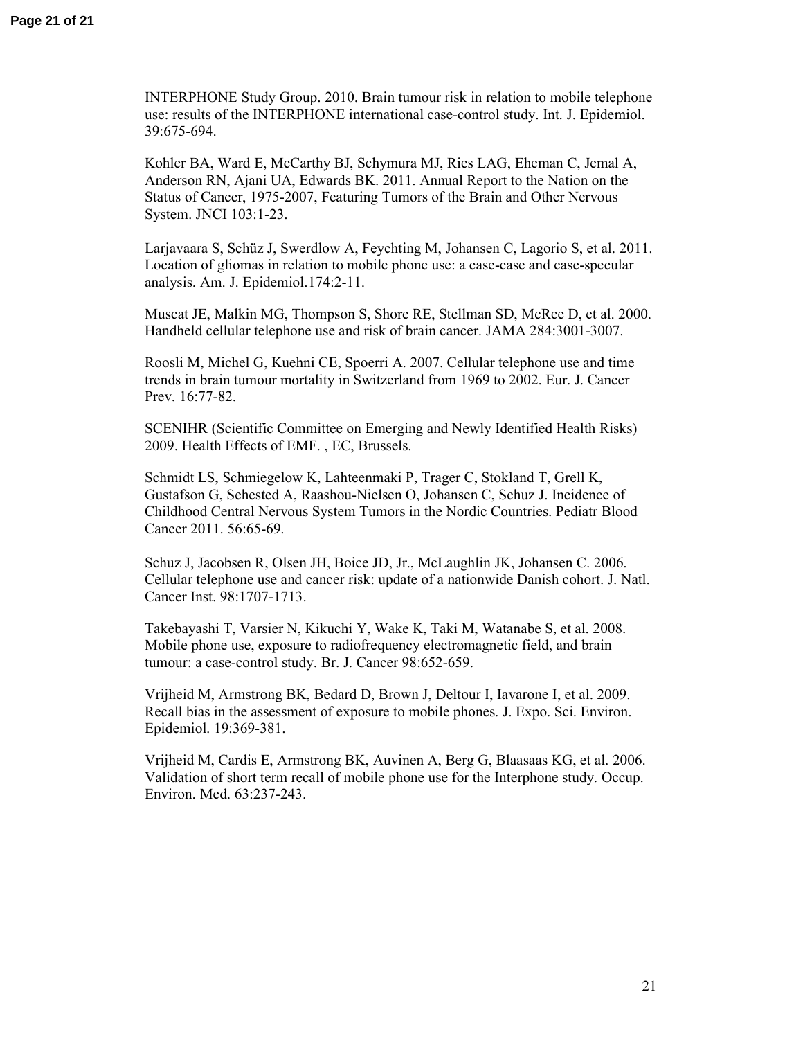INTERPHONE Study Group. 2010. Brain tumour risk in relation to mobile telephone use: results of the INTERPHONE international case-control study. Int. J. Epidemiol. 39:675-694.

Kohler BA, Ward E, McCarthy BJ, Schymura MJ, Ries LAG, Eheman C, Jemal A, Anderson RN, Ajani UA, Edwards BK. 2011. Annual Report to the Nation on the Status of Cancer, 1975-2007, Featuring Tumors of the Brain and Other Nervous System. JNCI 103:1-23.

Larjavaara S, Schüz J, Swerdlow A, Feychting M, Johansen C, Lagorio S, et al. 2011. Location of gliomas in relation to mobile phone use: a case-case and case-specular analysis. Am. J. Epidemiol.174:2-11.

Muscat JE, Malkin MG, Thompson S, Shore RE, Stellman SD, McRee D, et al. 2000. Handheld cellular telephone use and risk of brain cancer. JAMA 284:3001-3007.

Roosli M, Michel G, Kuehni CE, Spoerri A. 2007. Cellular telephone use and time trends in brain tumour mortality in Switzerland from 1969 to 2002. Eur. J. Cancer Prev. 16:77-82.

SCENIHR (Scientific Committee on Emerging and Newly Identified Health Risks) 2009. Health Effects of EMF. , EC, Brussels.

Schmidt LS, Schmiegelow K, Lahteenmaki P, Trager C, Stokland T, Grell K, Gustafson G, Sehested A, Raashou-Nielsen O, Johansen C, Schuz J. Incidence of Childhood Central Nervous System Tumors in the Nordic Countries. Pediatr Blood Cancer 2011. 56:65-69.

Schuz J, Jacobsen R, Olsen JH, Boice JD, Jr., McLaughlin JK, Johansen C. 2006. Cellular telephone use and cancer risk: update of a nationwide Danish cohort. J. Natl. Cancer Inst. 98:1707-1713.

Takebayashi T, Varsier N, Kikuchi Y, Wake K, Taki M, Watanabe S, et al. 2008. Mobile phone use, exposure to radiofrequency electromagnetic field, and brain tumour: a case-control study. Br. J. Cancer 98:652-659.

Vrijheid M, Armstrong BK, Bedard D, Brown J, Deltour I, Iavarone I, et al. 2009. Recall bias in the assessment of exposure to mobile phones. J. Expo. Sci. Environ. Epidemiol. 19:369-381.

Vrijheid M, Cardis E, Armstrong BK, Auvinen A, Berg G, Blaasaas KG, et al. 2006. Validation of short term recall of mobile phone use for the Interphone study. Occup. Environ. Med. 63:237-243.